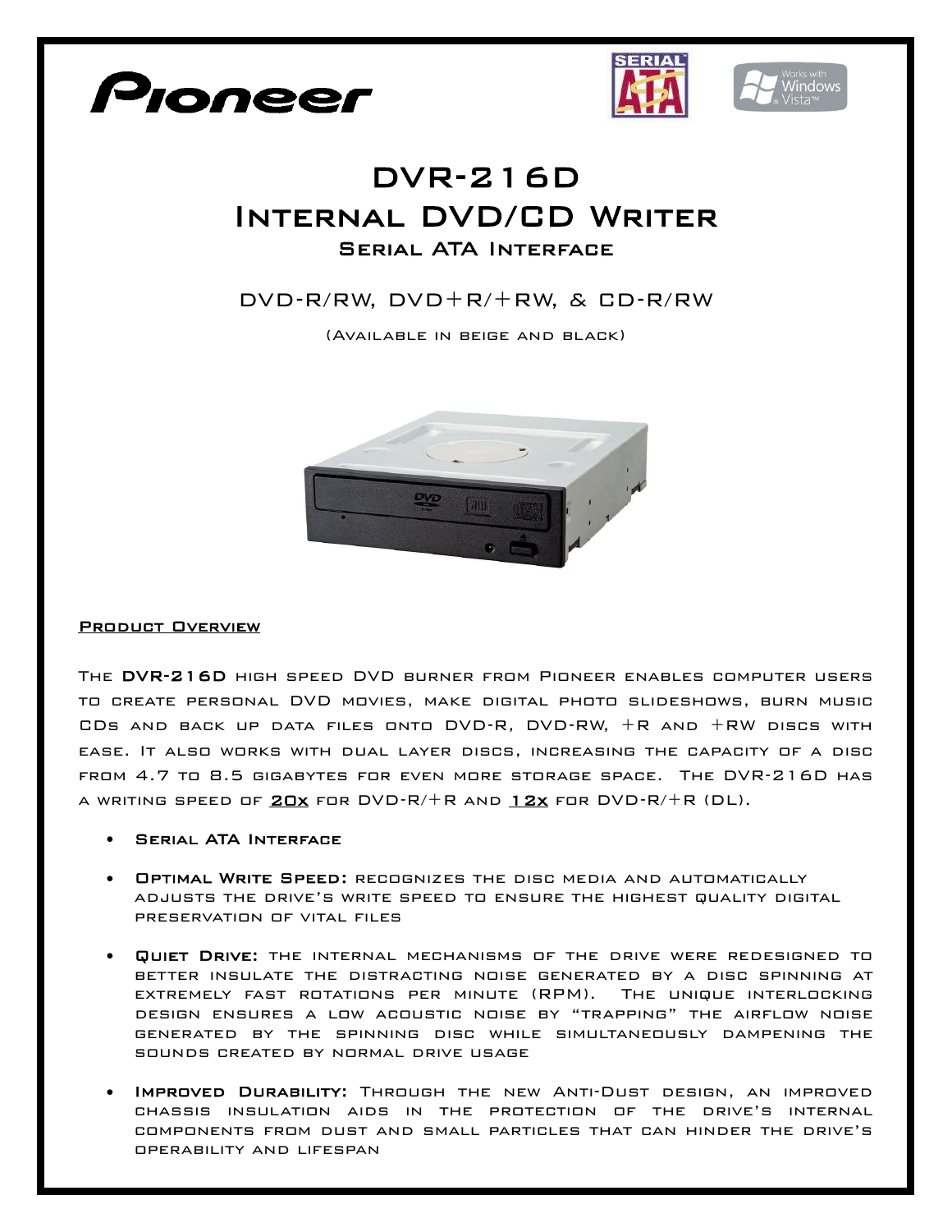# DVR-216D
# Internal DVD/CD Writer
## Serial ATA Interface

DVD-R/RW, DVD+R/+RW, & CD-R/RW

(Available in beige and black)

### Product Overview

The **DVR-216D** high speed DVD burner from Pioneer enables computer users to create personal DVD movies, make digital photo slideshows, burn music CDs and back up data files onto DVD-R, DVD-RW, +R and +RW discs with ease. It also works with dual layer discs, increasing the capacity of a disc from 4.7 to 8.5 gigabytes for even more storage space. The DVR-216D has a writing speed of **20x** for DVD-R/+R and **12x** for DVD-R/+R (DL).

- **Serial ATA Interface**
- **Optimal Write Speed:** recognizes the disc media and automatically adjusts the drive's write speed to ensure the highest quality digital preservation of vital files
- **Quiet Drive:** the internal mechanisms of the drive were redesigned to better insulate the distracting noise generated by a disc spinning at extremely fast rotations per minute (RPM). The unique interlocking design ensures a low acoustic noise by "trapping" the airflow noise generated by the spinning disc while simultaneously dampening the sounds created by normal drive usage
- **Improved Durability:** Through the new Anti-Dust design, an improved chassis insulation aids in the protection of the drive's internal components from dust and small particles that can hinder the drive's operability and lifespan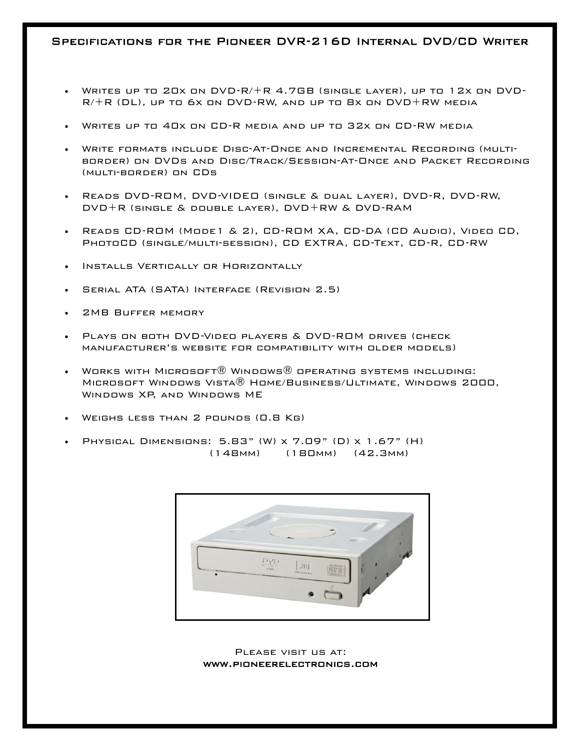# Specifications for the Pioneer DVR-216D Internal DVD/CD Writer

- Writes up to 20x on DVD-R/+R 4.7GB (single layer), up to 12x on DVD-R/+R (DL), up to 6x on DVD-RW, and up to 8x on DVD+RW media
- Writes up to 40x on CD-R media and up to 32x on CD-RW media
- Write formats include Disc-At-Once and Incremental Recording (multi-border) on DVDs and Disc/Track/Session-At-Once and Packet Recording (multi-border) on CDs
- Reads DVD-ROM, DVD-VIDEO (single & dual layer), DVD-R, DVD-RW, DVD+R (single & double layer), DVD+RW & DVD-RAM
- Reads CD-ROM (Mode1 & 2), CD-ROM XA, CD-DA (CD Audio), Video CD, PhotoCD (single/multi-session), CD EXTRA, CD-Text, CD-R, CD-RW
- Installs Vertically or Horizontally
- Serial ATA (SATA) Interface (Revision 2.5)
- 2MB Buffer memory
- Plays on both DVD-Video players & DVD-ROM drives (check manufacturer's website for compatibility with older models)
- Works with Microsoft® Windows® operating systems including: Microsoft Windows Vista® Home/Business/Ultimate, Windows 2000, Windows XP, and Windows ME
- Weighs less than 2 pounds (0.8 Kg)
- Physical Dimensions: 5.83" (W) x 7.09" (D) x 1.67" (H)
  (148mm) (180mm) (42.3mm)

Please visit us at:
**www.pioneerelectronics.com**